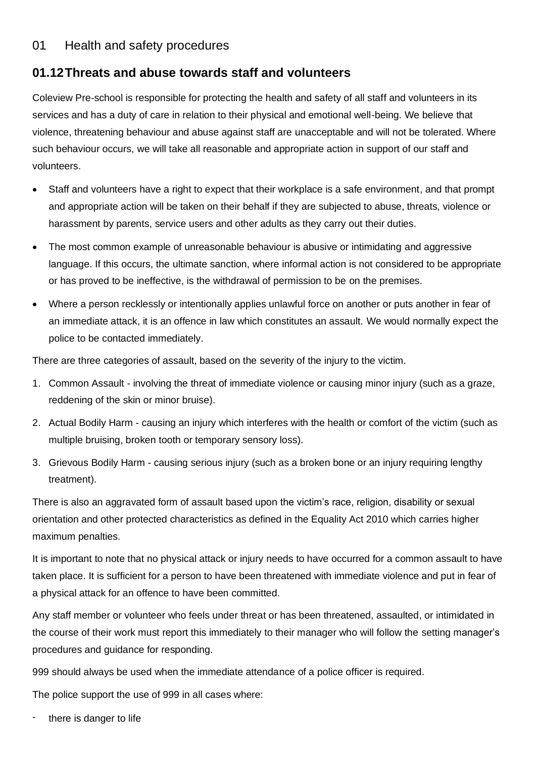# 01 Health and safety procedures

## 01.12 Threats and abuse towards staff and volunteers

Coleview Pre-school is responsible for protecting the health and safety of all staff and volunteers in its services and has a duty of care in relation to their physical and emotional well-being. We believe that violence, threatening behaviour and abuse against staff are unacceptable and will not be tolerated. Where such behaviour occurs, we will take all reasonable and appropriate action in support of our staff and volunteers.

- Staff and volunteers have a right to expect that their workplace is a safe environment, and that prompt and appropriate action will be taken on their behalf if they are subjected to abuse, threats, violence or harassment by parents, service users and other adults as they carry out their duties.
- The most common example of unreasonable behaviour is abusive or intimidating and aggressive language. If this occurs, the ultimate sanction, where informal action is not considered to be appropriate or has proved to be ineffective, is the withdrawal of permission to be on the premises.
- Where a person recklessly or intentionally applies unlawful force on another or puts another in fear of an immediate attack, it is an offence in law which constitutes an assault. We would normally expect the police to be contacted immediately.

There are three categories of assault, based on the severity of the injury to the victim.

1. Common Assault - involving the threat of immediate violence or causing minor injury (such as a graze, reddening of the skin or minor bruise).
2. Actual Bodily Harm - causing an injury which interferes with the health or comfort of the victim (such as multiple bruising, broken tooth or temporary sensory loss).
3. Grievous Bodily Harm - causing serious injury (such as a broken bone or an injury requiring lengthy treatment).

There is also an aggravated form of assault based upon the victim's race, religion, disability or sexual orientation and other protected characteristics as defined in the Equality Act 2010 which carries higher maximum penalties.

It is important to note that no physical attack or injury needs to have occurred for a common assault to have taken place. It is sufficient for a person to have been threatened with immediate violence and put in fear of a physical attack for an offence to have been committed.

Any staff member or volunteer who feels under threat or has been threatened, assaulted, or intimidated in the course of their work must report this immediately to their manager who will follow the setting manager's procedures and guidance for responding.

999 should always be used when the immediate attendance of a police officer is required.

The police support the use of 999 in all cases where:

- there is danger to life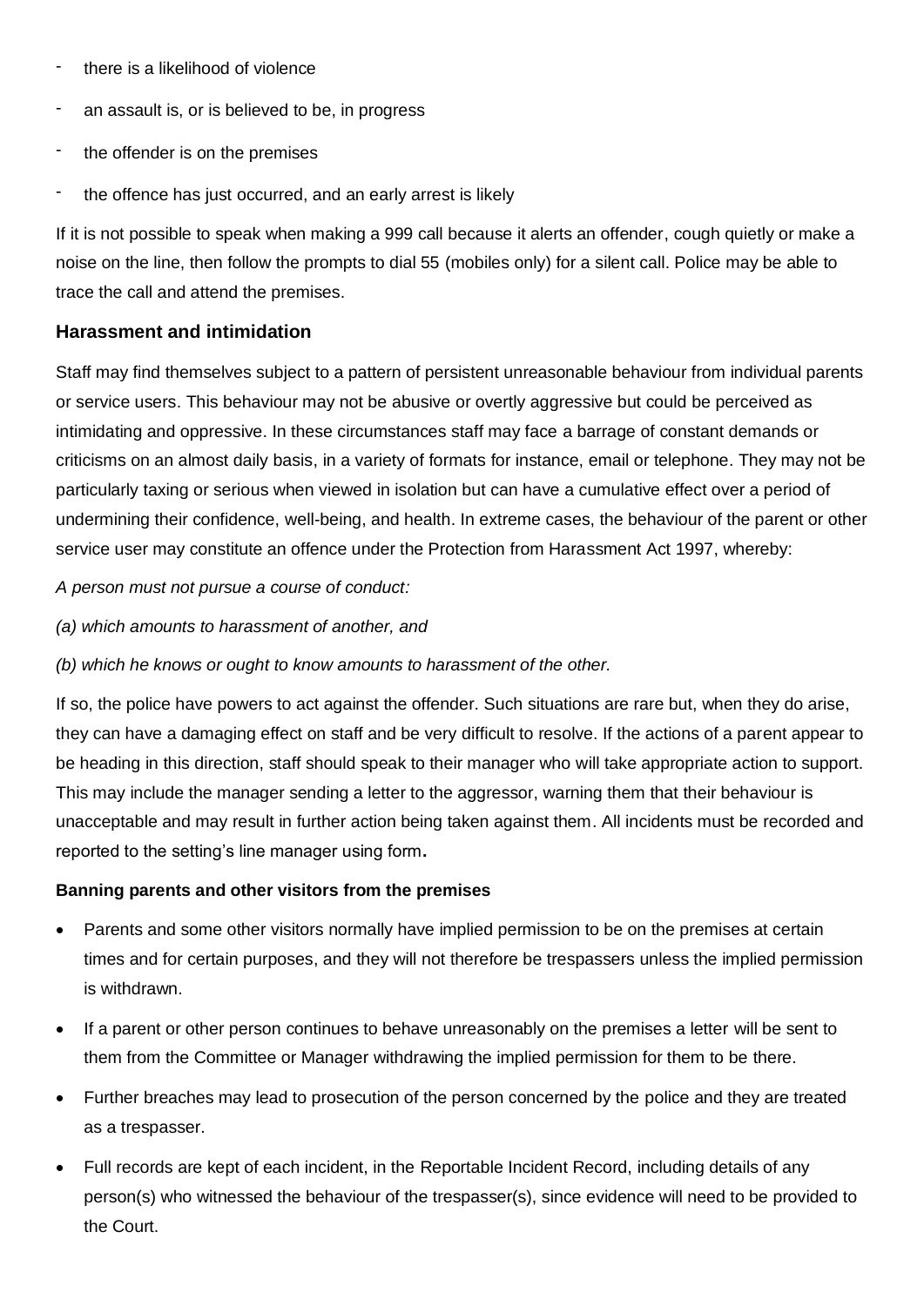- there is a likelihood of violence
- an assault is, or is believed to be, in progress
- the offender is on the premises
- the offence has just occurred, and an early arrest is likely

If it is not possible to speak when making a 999 call because it alerts an offender, cough quietly or make a noise on the line, then follow the prompts to dial 55 (mobiles only) for a silent call. Police may be able to trace the call and attend the premises.

### Harassment and intimidation

Staff may find themselves subject to a pattern of persistent unreasonable behaviour from individual parents or service users. This behaviour may not be abusive or overtly aggressive but could be perceived as intimidating and oppressive. In these circumstances staff may face a barrage of constant demands or criticisms on an almost daily basis, in a variety of formats for instance, email or telephone. They may not be particularly taxing or serious when viewed in isolation but can have a cumulative effect over a period of undermining their confidence, well-being, and health. In extreme cases, the behaviour of the parent or other service user may constitute an offence under the Protection from Harassment Act 1997, whereby:

*A person must not pursue a course of conduct:*

*(a) which amounts to harassment of another, and*

*(b) which he knows or ought to know amounts to harassment of the other.*

If so, the police have powers to act against the offender. Such situations are rare but, when they do arise, they can have a damaging effect on staff and be very difficult to resolve. If the actions of a parent appear to be heading in this direction, staff should speak to their manager who will take appropriate action to support. This may include the manager sending a letter to the aggressor, warning them that their behaviour is unacceptable and may result in further action being taken against them. All incidents must be recorded and reported to the setting's line manager using form.

**Banning parents and other visitors from the premises**

- Parents and some other visitors normally have implied permission to be on the premises at certain times and for certain purposes, and they will not therefore be trespassers unless the implied permission is withdrawn.
- If a parent or other person continues to behave unreasonably on the premises a letter will be sent to them from the Committee or Manager withdrawing the implied permission for them to be there.
- Further breaches may lead to prosecution of the person concerned by the police and they are treated as a trespasser.
- Full records are kept of each incident, in the Reportable Incident Record, including details of any person(s) who witnessed the behaviour of the trespasser(s), since evidence will need to be provided to the Court.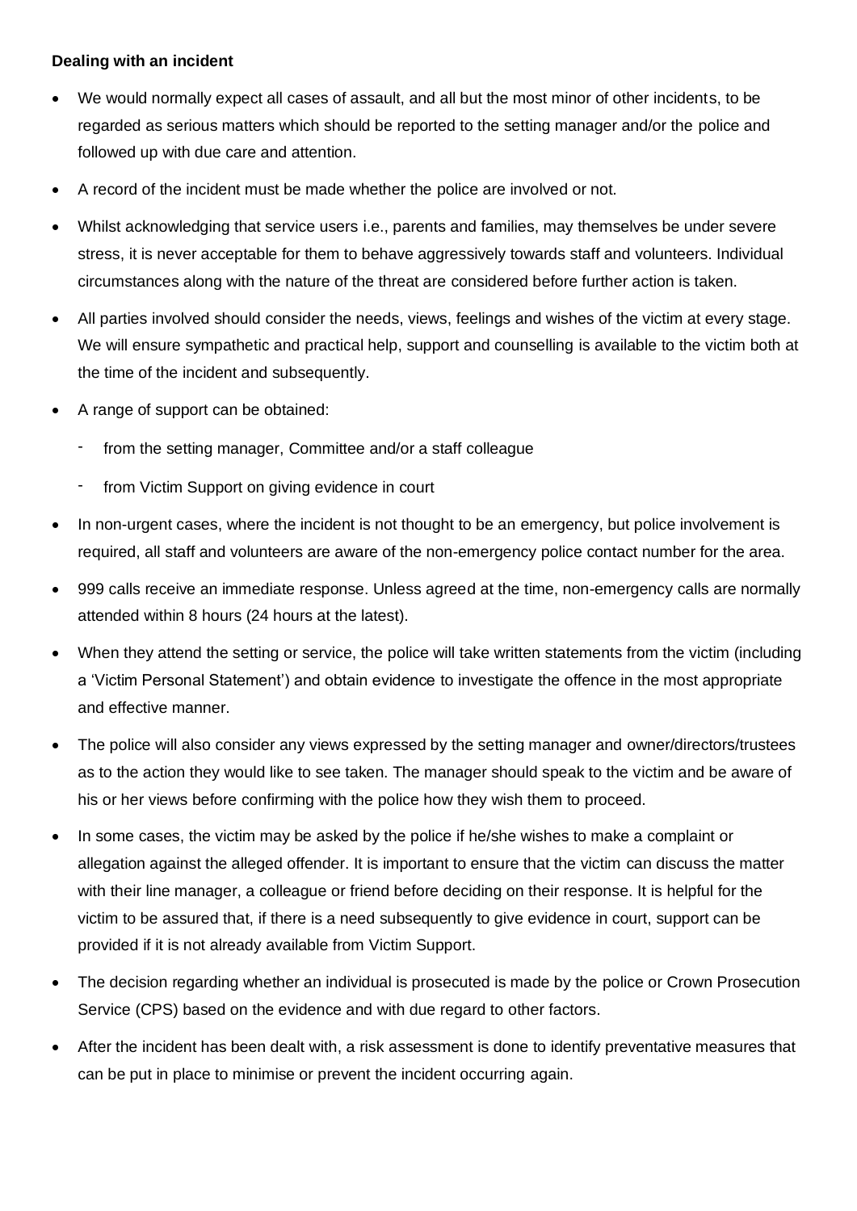**Dealing with an incident**

- We would normally expect all cases of assault, and all but the most minor of other incidents, to be regarded as serious matters which should be reported to the setting manager and/or the police and followed up with due care and attention.
- A record of the incident must be made whether the police are involved or not.
- Whilst acknowledging that service users i.e., parents and families, may themselves be under severe stress, it is never acceptable for them to behave aggressively towards staff and volunteers. Individual circumstances along with the nature of the threat are considered before further action is taken.
- All parties involved should consider the needs, views, feelings and wishes of the victim at every stage. We will ensure sympathetic and practical help, support and counselling is available to the victim both at the time of the incident and subsequently.
- A range of support can be obtained:
  - from the setting manager, Committee and/or a staff colleague
  - from Victim Support on giving evidence in court
- In non-urgent cases, where the incident is not thought to be an emergency, but police involvement is required, all staff and volunteers are aware of the non-emergency police contact number for the area.
- 999 calls receive an immediate response. Unless agreed at the time, non-emergency calls are normally attended within 8 hours (24 hours at the latest).
- When they attend the setting or service, the police will take written statements from the victim (including a 'Victim Personal Statement') and obtain evidence to investigate the offence in the most appropriate and effective manner.
- The police will also consider any views expressed by the setting manager and owner/directors/trustees as to the action they would like to see taken. The manager should speak to the victim and be aware of his or her views before confirming with the police how they wish them to proceed.
- In some cases, the victim may be asked by the police if he/she wishes to make a complaint or allegation against the alleged offender. It is important to ensure that the victim can discuss the matter with their line manager, a colleague or friend before deciding on their response. It is helpful for the victim to be assured that, if there is a need subsequently to give evidence in court, support can be provided if it is not already available from Victim Support.
- The decision regarding whether an individual is prosecuted is made by the police or Crown Prosecution Service (CPS) based on the evidence and with due regard to other factors.
- After the incident has been dealt with, a risk assessment is done to identify preventative measures that can be put in place to minimise or prevent the incident occurring again.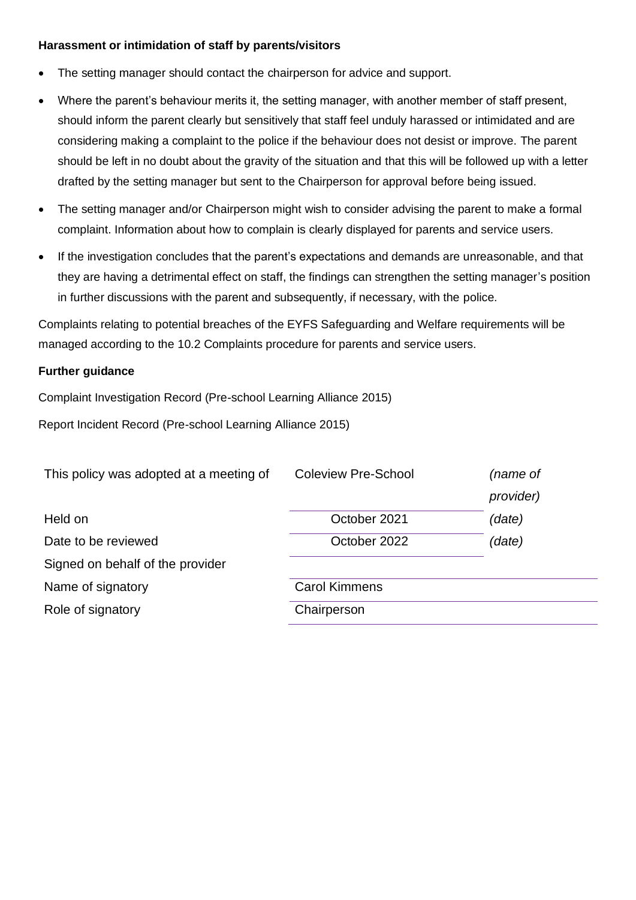**Harassment or intimidation of staff by parents/visitors**

- The setting manager should contact the chairperson for advice and support.
- Where the parent's behaviour merits it, the setting manager, with another member of staff present, should inform the parent clearly but sensitively that staff feel unduly harassed or intimidated and are considering making a complaint to the police if the behaviour does not desist or improve. The parent should be left in no doubt about the gravity of the situation and that this will be followed up with a letter drafted by the setting manager but sent to the Chairperson for approval before being issued.
- The setting manager and/or Chairperson might wish to consider advising the parent to make a formal complaint. Information about how to complain is clearly displayed for parents and service users.
- If the investigation concludes that the parent's expectations and demands are unreasonable, and that they are having a detrimental effect on staff, the findings can strengthen the setting manager's position in further discussions with the parent and subsequently, if necessary, with the police.

Complaints relating to potential breaches of the EYFS Safeguarding and Welfare requirements will be managed according to the 10.2 Complaints procedure for parents and service users.

**Further guidance**

Complaint Investigation Record (Pre-school Learning Alliance 2015)

Report Incident Record (Pre-school Learning Alliance 2015)

| | | |
|---|---|---|
| This policy was adopted at a meeting of | Coleview Pre-School | *(name of provider)* |
| Held on | October 2021 | *(date)* |
| Date to be reviewed | October 2022 | *(date)* |
| Signed on behalf of the provider | | |
| Name of signatory | Carol Kimmens | |
| Role of signatory | Chairperson | |